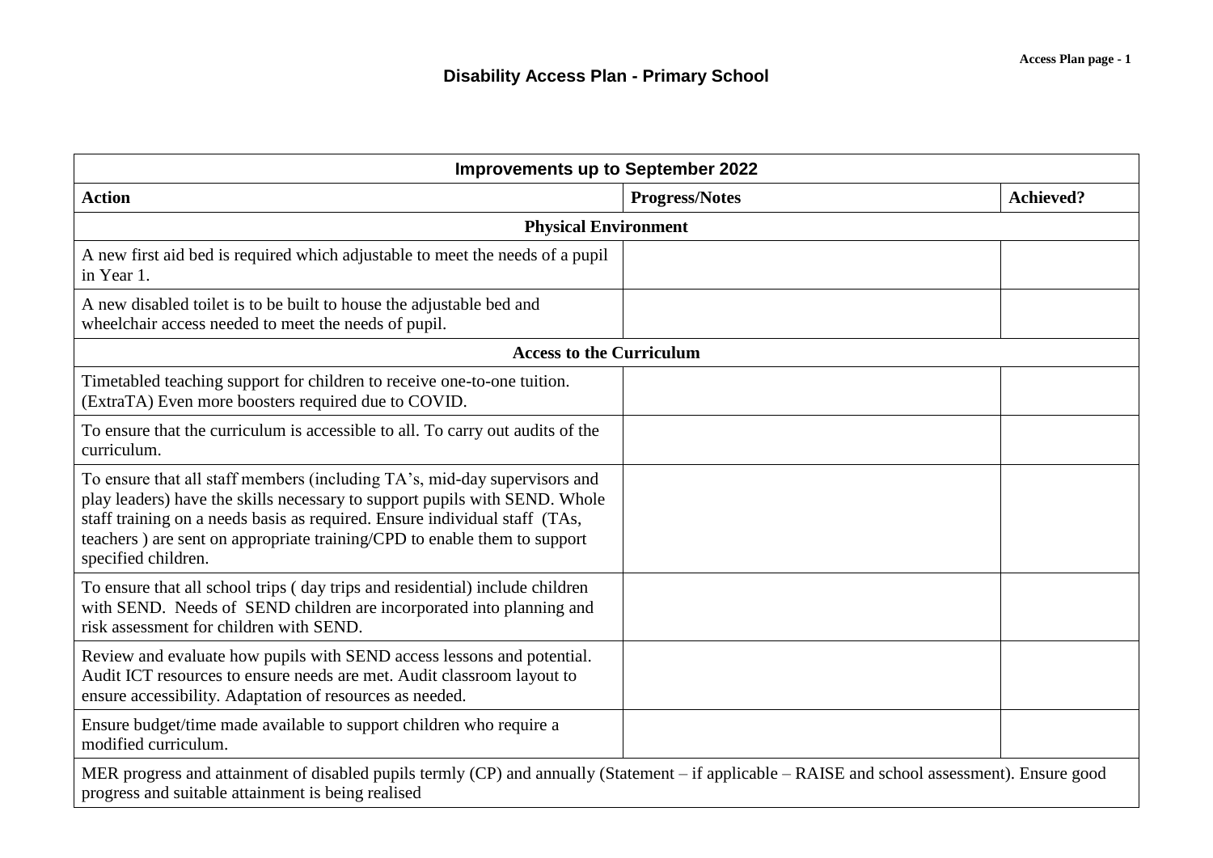## Disability Access Plan - Primary School

| Improvements up to September 2022 | | |
|---|---|---|
| **Action** | **Progress/Notes** | **Achieved?** |
| **Physical Environment** | | |
| A new first aid bed is required which adjustable to meet the needs of a pupil in Year 1. | | |
| A new disabled toilet is to be built to house the adjustable bed and wheelchair access needed to meet the needs of pupil. | | |
| **Access to the Curriculum** | | |
| Timetabled teaching support for children to receive one-to-one tuition. (ExtraTA) Even more boosters required due to COVID. | | |
| To ensure that the curriculum is accessible to all. To carry out audits of the curriculum. | | |
| To ensure that all staff members (including TA's, mid-day supervisors and play leaders) have the skills necessary to support pupils with SEND. Whole staff training on a needs basis as required. Ensure individual staff (TAs, teachers ) are sent on appropriate training/CPD to enable them to support specified children. | | |
| To ensure that all school trips ( day trips and residential) include children with SEND. Needs of SEND children are incorporated into planning and risk assessment for children with SEND. | | |
| Review and evaluate how pupils with SEND access lessons and potential. Audit ICT resources to ensure needs are met. Audit classroom layout to ensure accessibility. Adaptation of resources as needed. | | |
| Ensure budget/time made available to support children who require a modified curriculum. | | |
| MER progress and attainment of disabled pupils termly (CP) and annually (Statement – if applicable – RAISE and school assessment). Ensure good progress and suitable attainment is being realised | | |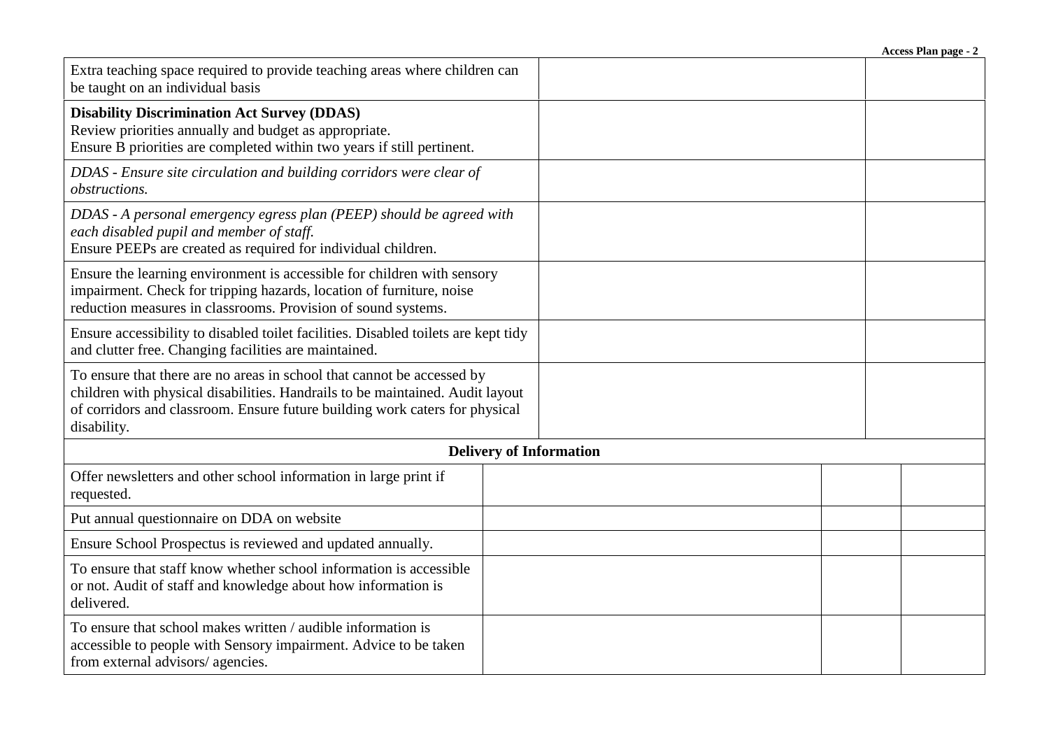| | | |
|---|---|---|
| Extra teaching space required to provide teaching areas where children can be taught on an individual basis | | |
| **Disability Discrimination Act Survey (DDAS)**<br>Review priorities annually and budget as appropriate.<br>Ensure B priorities are completed within two years if still pertinent. | | |
| *DDAS - Ensure site circulation and building corridors were clear of obstructions.* | | |
| *DDAS - A personal emergency egress plan (PEEP) should be agreed with each disabled pupil and member of staff.*<br>Ensure PEEPs are created as required for individual children. | | |
| Ensure the learning environment is accessible for children with sensory impairment. Check for tripping hazards, location of furniture, noise reduction measures in classrooms. Provision of sound systems. | | |
| Ensure accessibility to disabled toilet facilities. Disabled toilets are kept tidy and clutter free. Changing facilities are maintained. | | |
| To ensure that there are no areas in school that cannot be accessed by children with physical disabilities. Handrails to be maintained. Audit layout of corridors and classroom. Ensure future building work caters for physical disability. | | |

**Delivery of Information**

| | | | |
|---|---|---|---|
| Offer newsletters and other school information in large print if requested. | | | |
| Put annual questionnaire on DDA on website | | | |
| Ensure School Prospectus is reviewed and updated annually. | | | |
| To ensure that staff know whether school information is accessible or not. Audit of staff and knowledge about how information is delivered. | | | |
| To ensure that school makes written / audible information is accessible to people with Sensory impairment. Advice to be taken from external advisors/ agencies. | | | |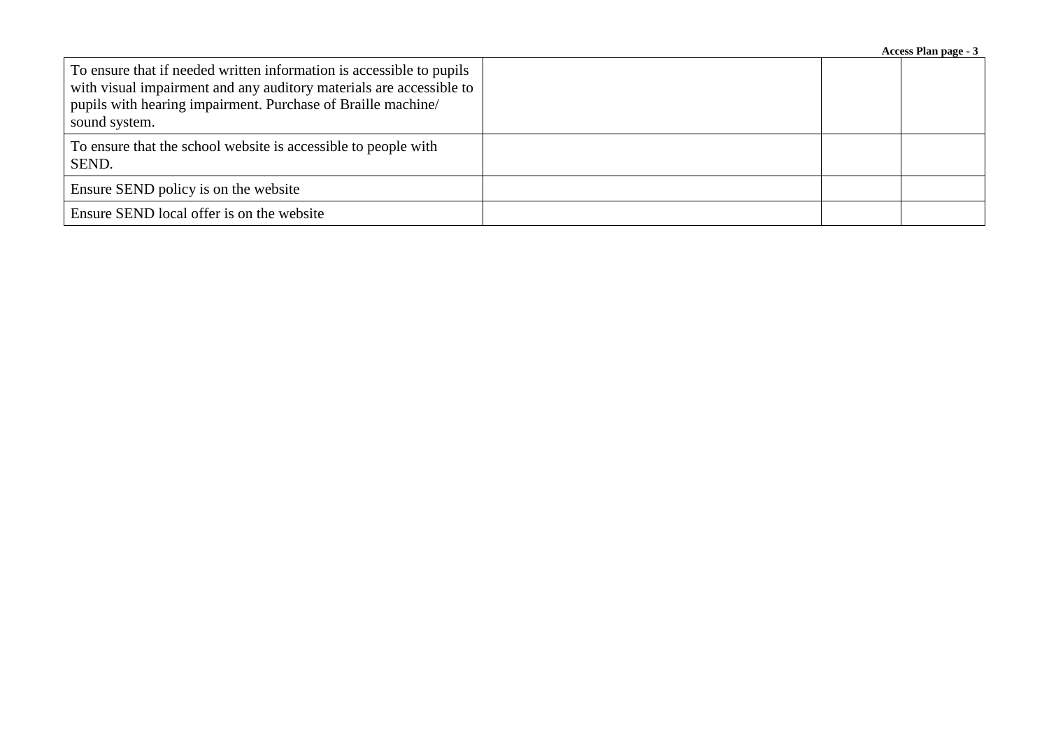| | | | |
|---|---|---|---|
| To ensure that if needed written information is accessible to pupils with visual impairment and any auditory materials are accessible to pupils with hearing impairment. Purchase of Braille machine/ sound system. | | | |
| To ensure that the school website is accessible to people with SEND. | | | |
| Ensure SEND policy is on the website | | | |
| Ensure SEND local offer is on the website | | | |